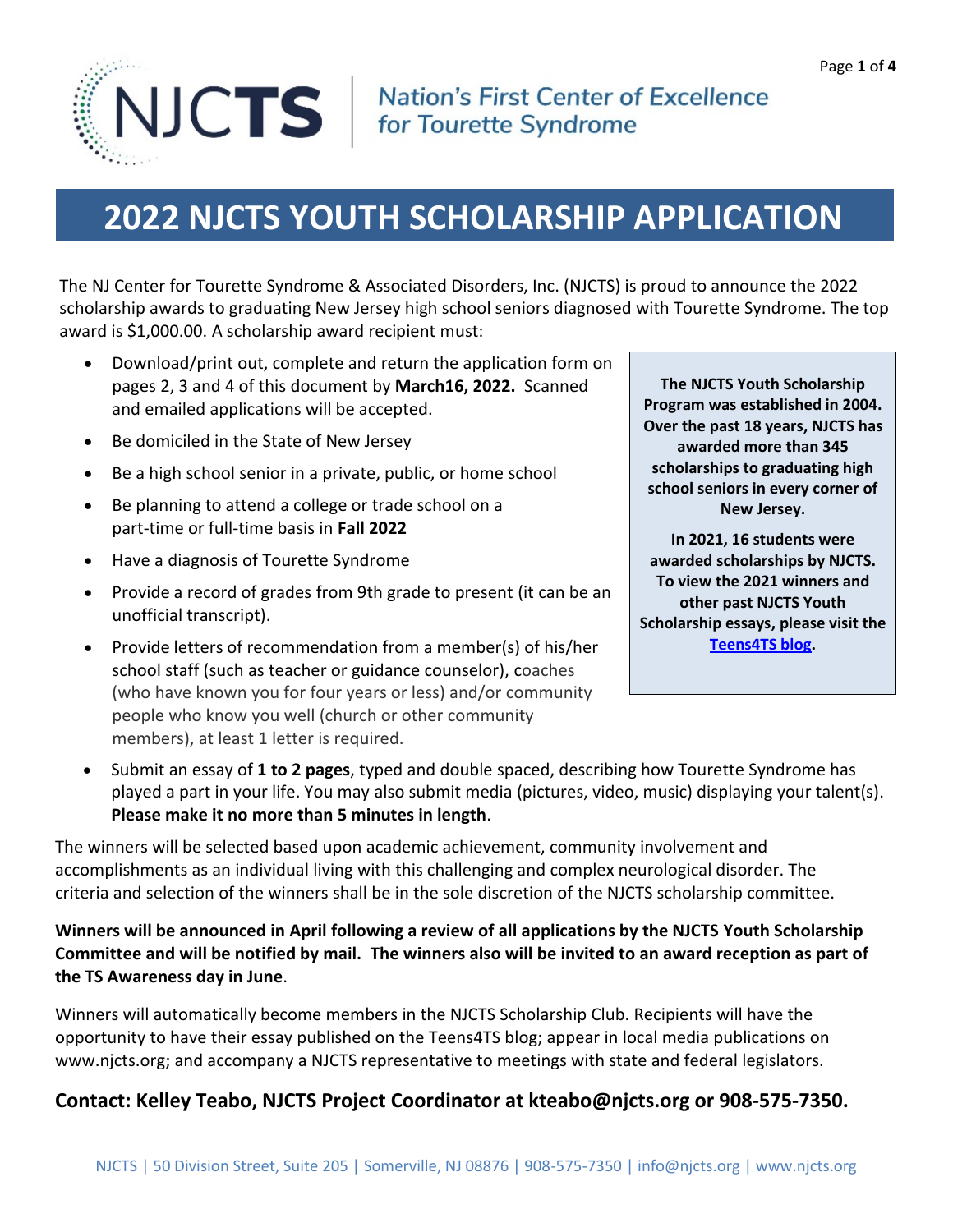NJCTS | Nation's First Center of Excellence for Tourette Syndrome

# 2022 NJCTS YOUTH SCHOLARSHIP APPLICATION

The NJ Center for Tourette Syndrome & Associated Disorders, Inc. (NJCTS) is proud to announce the 2022 scholarship awards to graduating New Jersey high school seniors diagnosed with Tourette Syndrome. The top award is $1,000.00. A scholarship award recipient must:

- Download/print out, complete and return the application form on pages 2, 3 and 4 of this document by **March16, 2022.** Scanned and emailed applications will be accepted.
- Be domiciled in the State of New Jersey
- Be a high school senior in a private, public, or home school
- Be planning to attend a college or trade school on a part-time or full-time basis in **Fall 2022**
- Have a diagnosis of Tourette Syndrome
- Provide a record of grades from 9th grade to present (it can be an unofficial transcript).
- Provide letters of recommendation from a member(s) of his/her school staff (such as teacher or guidance counselor), coaches (who have known you for four years or less) and/or community people who know you well (church or other community members), at least 1 letter is required.
- Submit an essay of **1 to 2 pages**, typed and double spaced, describing how Tourette Syndrome has played a part in your life. You may also submit media (pictures, video, music) displaying your talent(s). **Please make it no more than 5 minutes in length**.

**The NJCTS Youth Scholarship Program was established in 2004. Over the past 18 years, NJCTS has awarded more than 345 scholarships to graduating high school seniors in every corner of New Jersey.**

**In 2021, 16 students were awarded scholarships by NJCTS. To view the 2021 winners and other past NJCTS Youth Scholarship essays, please visit the Teens4TS blog.**

The winners will be selected based upon academic achievement, community involvement and accomplishments as an individual living with this challenging and complex neurological disorder. The criteria and selection of the winners shall be in the sole discretion of the NJCTS scholarship committee.

**Winners will be announced in April following a review of all applications by the NJCTS Youth Scholarship Committee and will be notified by mail. The winners also will be invited to an award reception as part of the TS Awareness day in June**.

Winners will automatically become members in the NJCTS Scholarship Club. Recipients will have the opportunity to have their essay published on the Teens4TS blog; appear in local media publications on www.njcts.org; and accompany a NJCTS representative to meetings with state and federal legislators.

### Contact: Kelley Teabo, NJCTS Project Coordinator at kteabo@njcts.org or 908-575-7350.

NJCTS | 50 Division Street, Suite 205 | Somerville, NJ 08876 | 908-575-7350 | info@njcts.org | www.njcts.org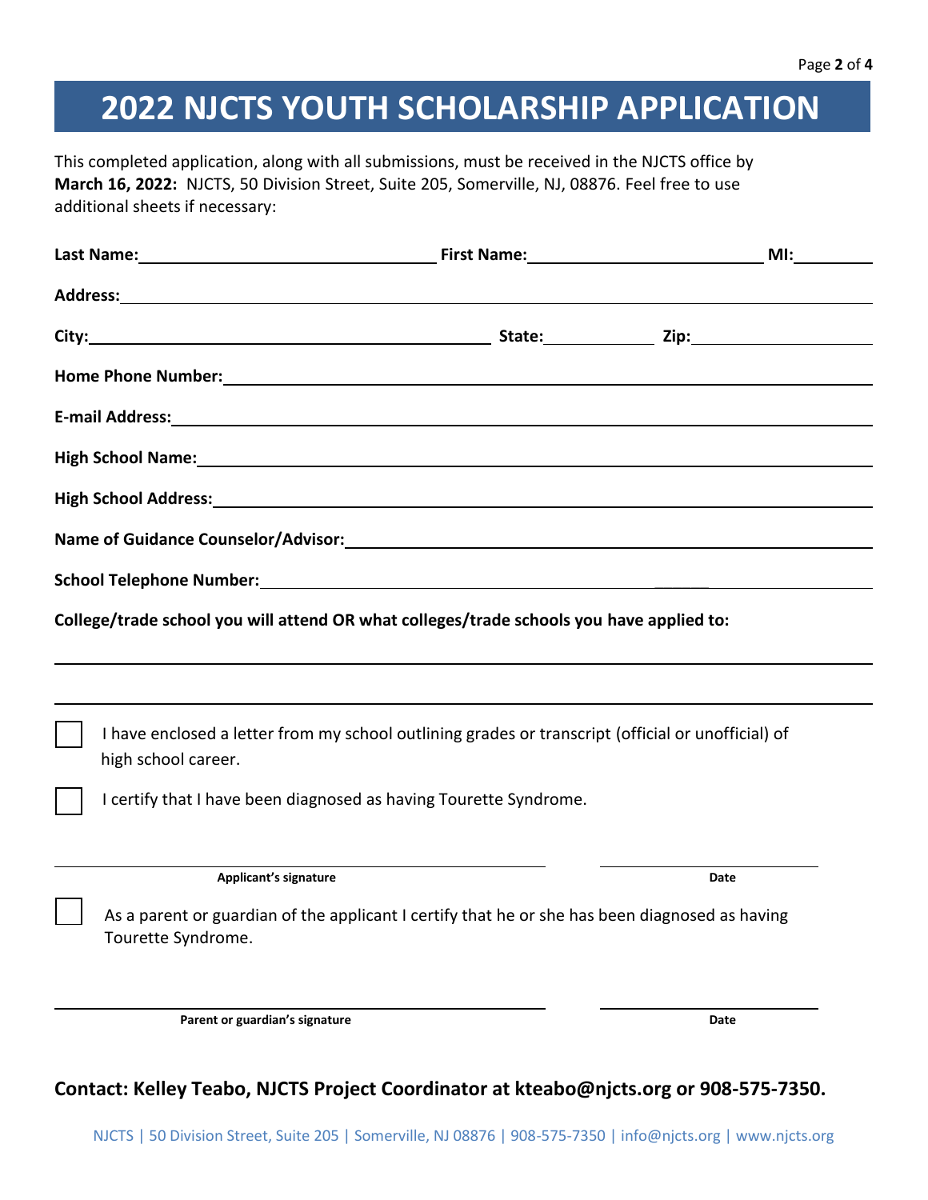# 2022 NJCTS YOUTH SCHOLARSHIP APPLICATION

This completed application, along with all submissions, must be received in the NJCTS office by **March 16, 2022:** NJCTS, 50 Division Street, Suite 205, Somerville, NJ, 08876. Feel free to use additional sheets if necessary:

**Last Name:** ______________________ **First Name:** ______________________ **MI:** ________

**Address:** ______________________________________________

**City:** ______________________ **State:** __________ **Zip:** ______________

**Home Phone Number:** ______________________________________________

**E-mail Address:** ______________________________________________

**High School Name:** ______________________________________________

**High School Address:** ______________________________________________

**Name of Guidance Counselor/Advisor:** ______________________________________________

**School Telephone Number:** ______________________________________________

**College/trade school you will attend OR what colleges/trade schools you have applied to:**

______________________________________________

______________________________________________

☐ I have enclosed a letter from my school outlining grades or transcript (official or unofficial) of high school career.

☐ I certify that I have been diagnosed as having Tourette Syndrome.

______________________________ ______________

**Applicant's signature** **Date**

☐ As a parent or guardian of the applicant I certify that he or she has been diagnosed as having Tourette Syndrome.

______________________________ ______________

**Parent or guardian's signature** **Date**

**Contact: Kelley Teabo, NJCTS Project Coordinator at kteabo@njcts.org or 908-575-7350.**

NJCTS | 50 Division Street, Suite 205 | Somerville, NJ 08876 | 908-575-7350 | info@njcts.org | www.njcts.org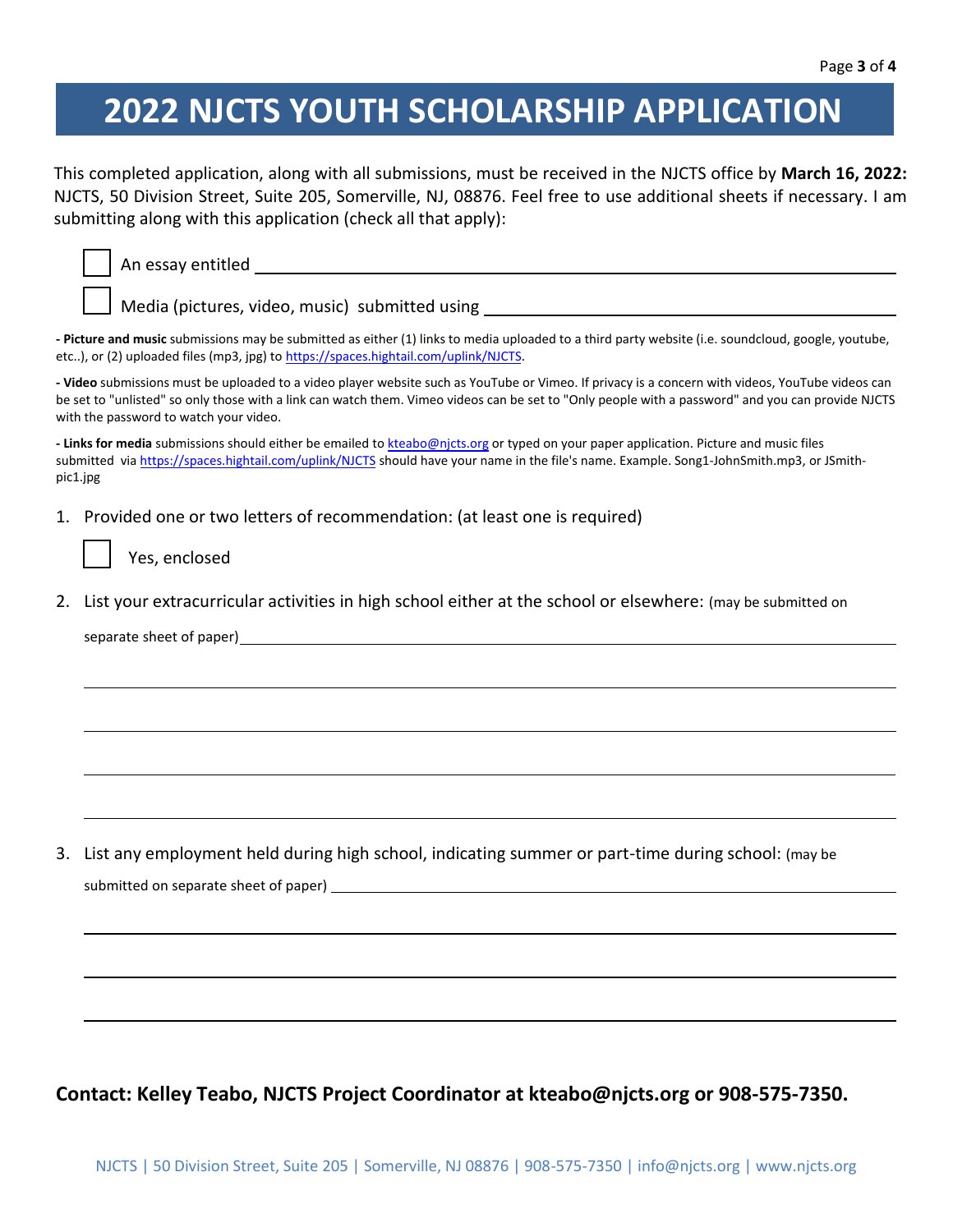# 2022 NJCTS YOUTH SCHOLARSHIP APPLICATION

This completed application, along with all submissions, must be received in the NJCTS office by **March 16, 2022:** NJCTS, 50 Division Street, Suite 205, Somerville, NJ, 08876. Feel free to use additional sheets if necessary. I am submitting along with this application (check all that apply):

- ☐ An essay entitled ______________________________
- ☐ Media (pictures, video, music) submitted using ______________________________

**- Picture and music** submissions may be submitted as either (1) links to media uploaded to a third party website (i.e. soundcloud, google, youtube, etc..), or (2) uploaded files (mp3, jpg) to https://spaces.hightail.com/uplink/NJCTS.

**- Video** submissions must be uploaded to a video player website such as YouTube or Vimeo. If privacy is a concern with videos, YouTube videos can be set to "unlisted" so only those with a link can watch them. Vimeo videos can be set to "Only people with a password" and you can provide NJCTS with the password to watch your video.

**- Links for media** submissions should either be emailed to kteabo@njcts.org or typed on your paper application. Picture and music files submitted via https://spaces.hightail.com/uplink/NJCTS should have your name in the file's name. Example. Song1-JohnSmith.mp3, or JSmith-pic1.jpg

1. Provided one or two letters of recommendation: (at least one is required)

   ☐ Yes, enclosed

2. List your extracurricular activities in high school either at the school or elsewhere: (may be submitted on separate sheet of paper) ______________________________

3. List any employment held during high school, indicating summer or part-time during school: (may be submitted on separate sheet of paper) ______________________________

**Contact: Kelley Teabo, NJCTS Project Coordinator at kteabo@njcts.org or 908-575-7350.**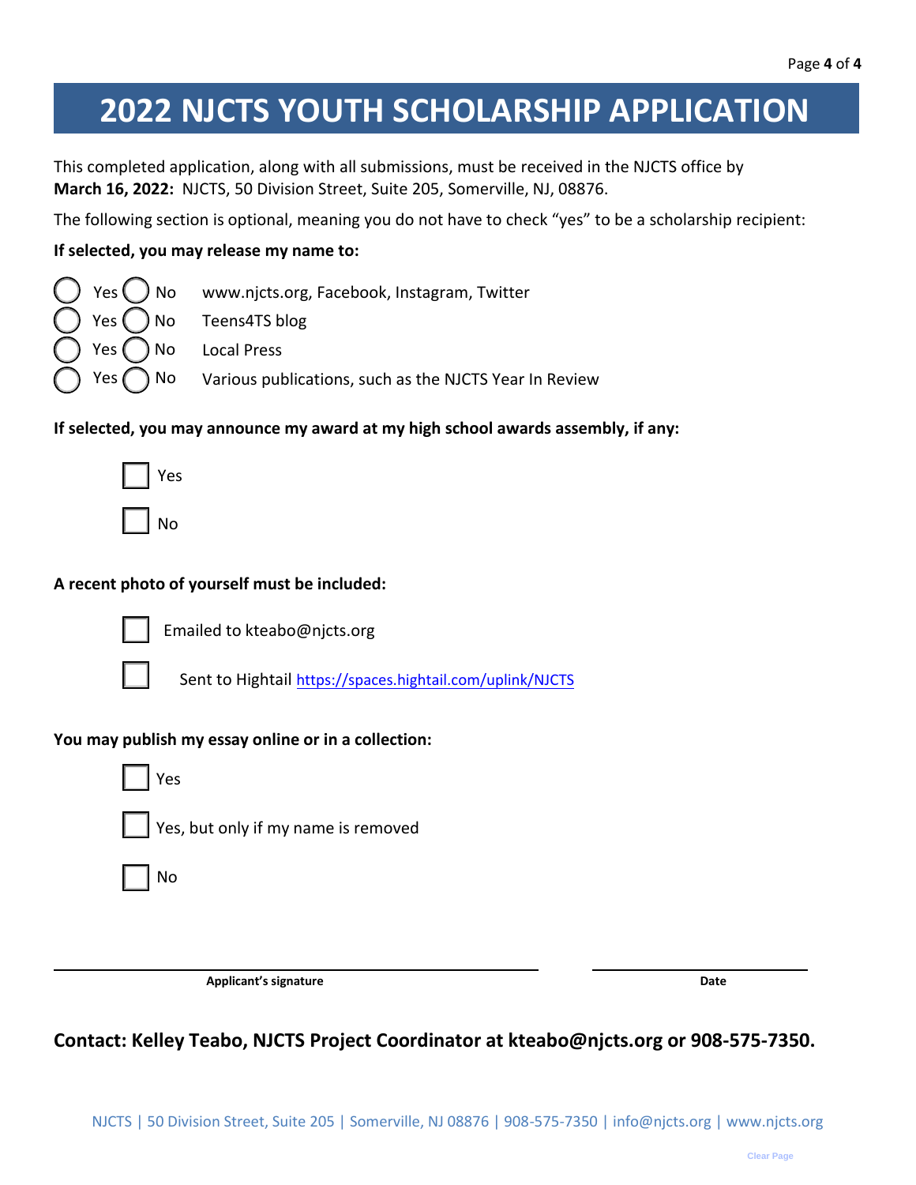# 2022 NJCTS YOUTH SCHOLARSHIP APPLICATION

This completed application, along with all submissions, must be received in the NJCTS office by **March 16, 2022:** NJCTS, 50 Division Street, Suite 205, Somerville, NJ, 08876.

The following section is optional, meaning you do not have to check "yes" to be a scholarship recipient:

**If selected, you may release my name to:**

- ◯ Yes ◯ No www.njcts.org, Facebook, Instagram, Twitter
- ◯ Yes ◯ No Teens4TS blog
- ◯ Yes ◯ No Local Press
- ◯ Yes ◯ No Various publications, such as the NJCTS Year In Review

**If selected, you may announce my award at my high school awards assembly, if any:**

- ☐ Yes
- ☐ No

**A recent photo of yourself must be included:**

- ☐ Emailed to kteabo@njcts.org
- ☐ Sent to Hightail https://spaces.hightail.com/uplink/NJCTS

**You may publish my essay online or in a collection:**

- ☐ Yes
- ☐ Yes, but only if my name is removed
- ☐ No

______________________________ ______________

**Applicant's signature** **Date**

**Contact: Kelley Teabo, NJCTS Project Coordinator at kteabo@njcts.org or 908-575-7350.**

NJCTS | 50 Division Street, Suite 205 | Somerville, NJ 08876 | 908-575-7350 | info@njcts.org | www.njcts.org